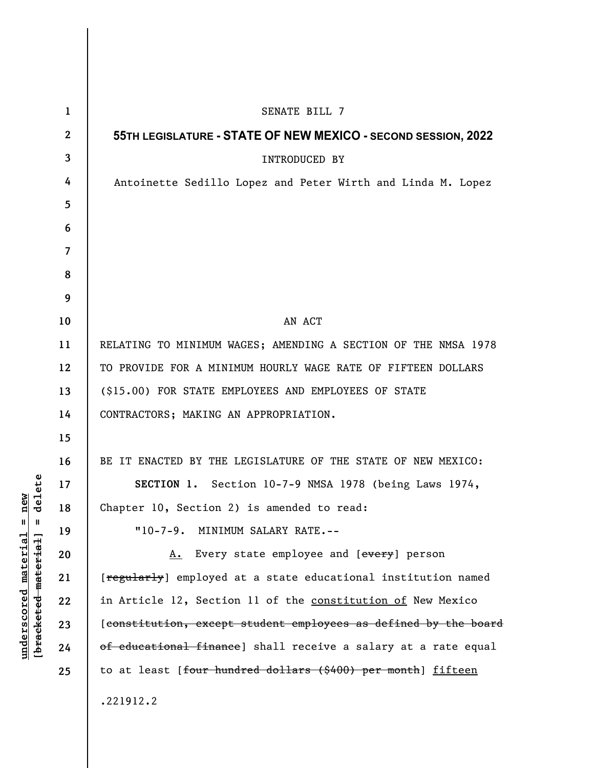SENATE BILL 7

**55TH LEGISLATURE - STATE OF NEW MEXICO - SECOND SESSION, 2022**

INTRODUCED BY

Antoinette Sedillo Lopez and Peter Wirth and Linda M. Lopez

AN ACT

RELATING TO MINIMUM WAGES; AMENDING A SECTION OF THE NMSA 1978 TO PROVIDE FOR A MINIMUM HOURLY WAGE RATE OF FIFTEEN DOLLARS ($15.00) FOR STATE EMPLOYEES AND EMPLOYEES OF STATE CONTRACTORS; MAKING AN APPROPRIATION.

BE IT ENACTED BY THE LEGISLATURE OF THE STATE OF NEW MEXICO:

**SECTION 1.** Section 10-7-9 NMSA 1978 (being Laws 1974, Chapter 10, Section 2) is amended to read:

"10-7-9. MINIMUM SALARY RATE.--

<u>A.</u> Every state employee and [~~every~~] person [~~regularly~~] employed at a state educational institution named in Article 12, Section 11 of the <u>constitution of</u> New Mexico [~~constitution, except student employees as defined by the board of educational finance~~] shall receive a salary at a rate equal to at least [~~four hundred dollars ($400) per month~~] <u>fifteen</u>

.221912.2

underscored material = new
[~~bracketed material~~] = delete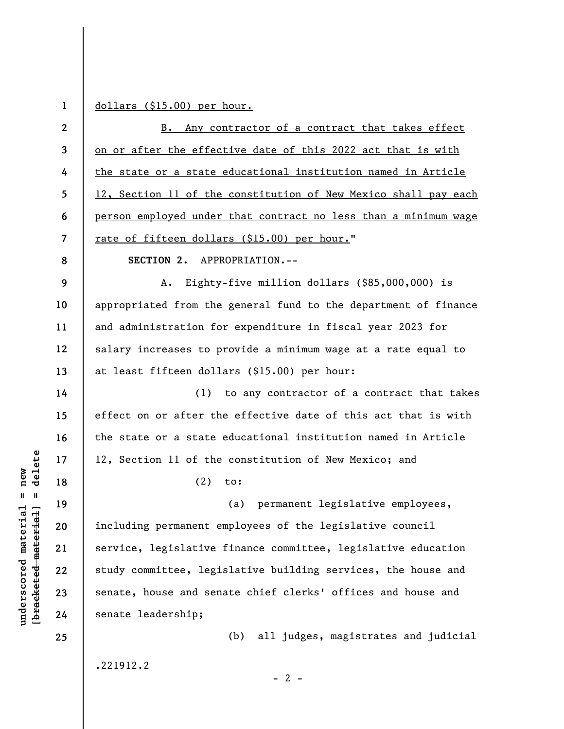dollars ($15.00) per hour.

B. Any contractor of a contract that takes effect on or after the effective date of this 2022 act that is with the state or a state educational institution named in Article 12, Section 11 of the constitution of New Mexico shall pay each person employed under that contract no less than a minimum wage rate of fifteen dollars ($15.00) per hour."

**SECTION 2.** APPROPRIATION.--

A. Eighty-five million dollars ($85,000,000) is appropriated from the general fund to the department of finance and administration for expenditure in fiscal year 2023 for salary increases to provide a minimum wage at a rate equal to at least fifteen dollars ($15.00) per hour:

(1) to any contractor of a contract that takes effect on or after the effective date of this act that is with the state or a state educational institution named in Article 12, Section 11 of the constitution of New Mexico; and

(2) to:

(a) permanent legislative employees, including permanent employees of the legislative council service, legislative finance committee, legislative education study committee, legislative building services, the house and senate, house and senate chief clerks' offices and house and senate leadership;

(b) all judges, magistrates and judicial

.221912.2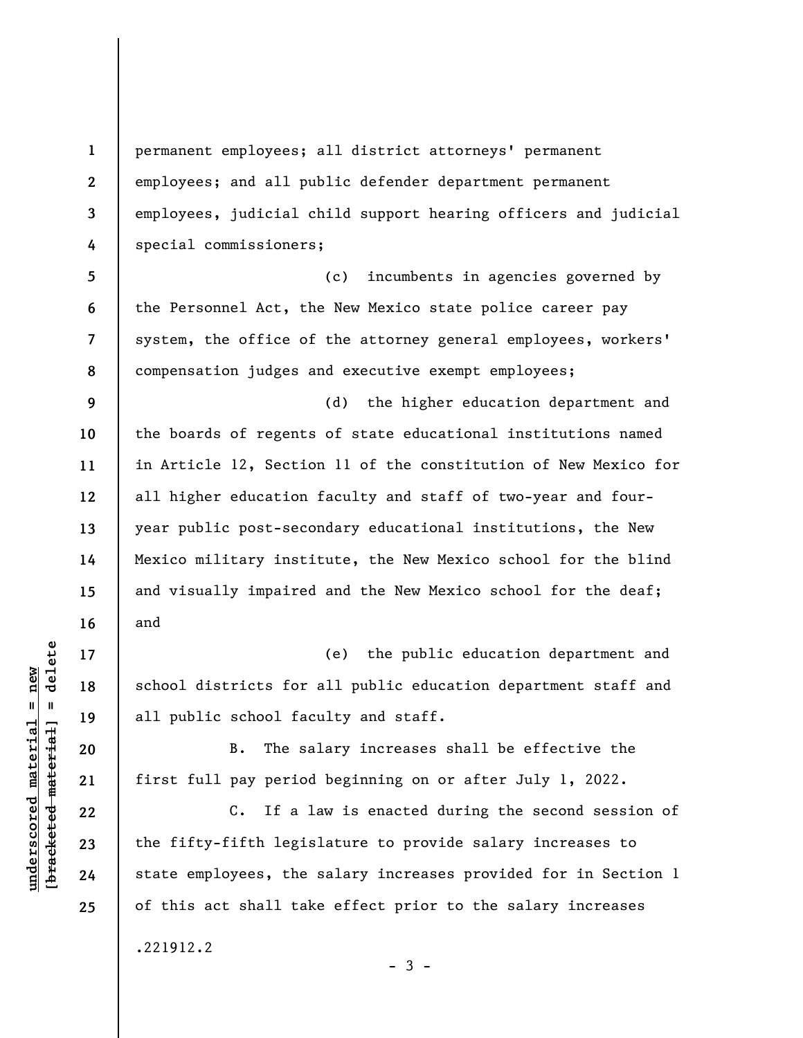permanent employees; all district attorneys' permanent employees; and all public defender department permanent employees, judicial child support hearing officers and judicial special commissioners;

(c) incumbents in agencies governed by the Personnel Act, the New Mexico state police career pay system, the office of the attorney general employees, workers' compensation judges and executive exempt employees;

(d) the higher education department and the boards of regents of state educational institutions named in Article 12, Section 11 of the constitution of New Mexico for all higher education faculty and staff of two-year and four-year public post-secondary educational institutions, the New Mexico military institute, the New Mexico school for the blind and visually impaired and the New Mexico school for the deaf; and

(e) the public education department and school districts for all public education department staff and all public school faculty and staff.

B. The salary increases shall be effective the first full pay period beginning on or after July 1, 2022.

C. If a law is enacted during the second session of the fifty-fifth legislature to provide salary increases to state employees, the salary increases provided for in Section 1 of this act shall take effect prior to the salary increases

.221912.2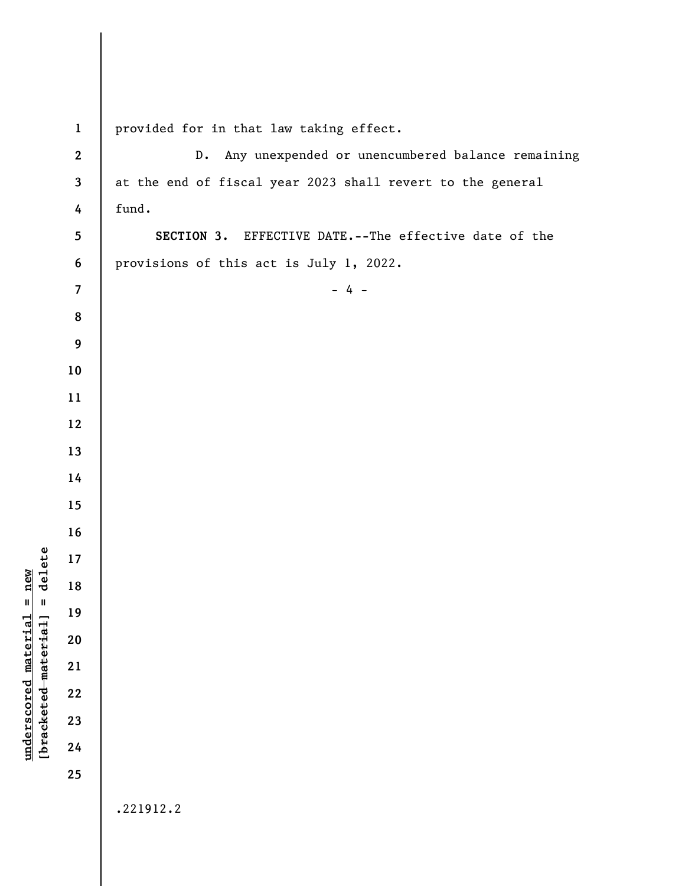provided for in that law taking effect.

D. Any unexpended or unencumbered balance remaining at the end of fiscal year 2023 shall revert to the general fund.

**SECTION 3.** EFFECTIVE DATE.--The effective date of the provisions of this act is July 1, 2022.

.221912.2